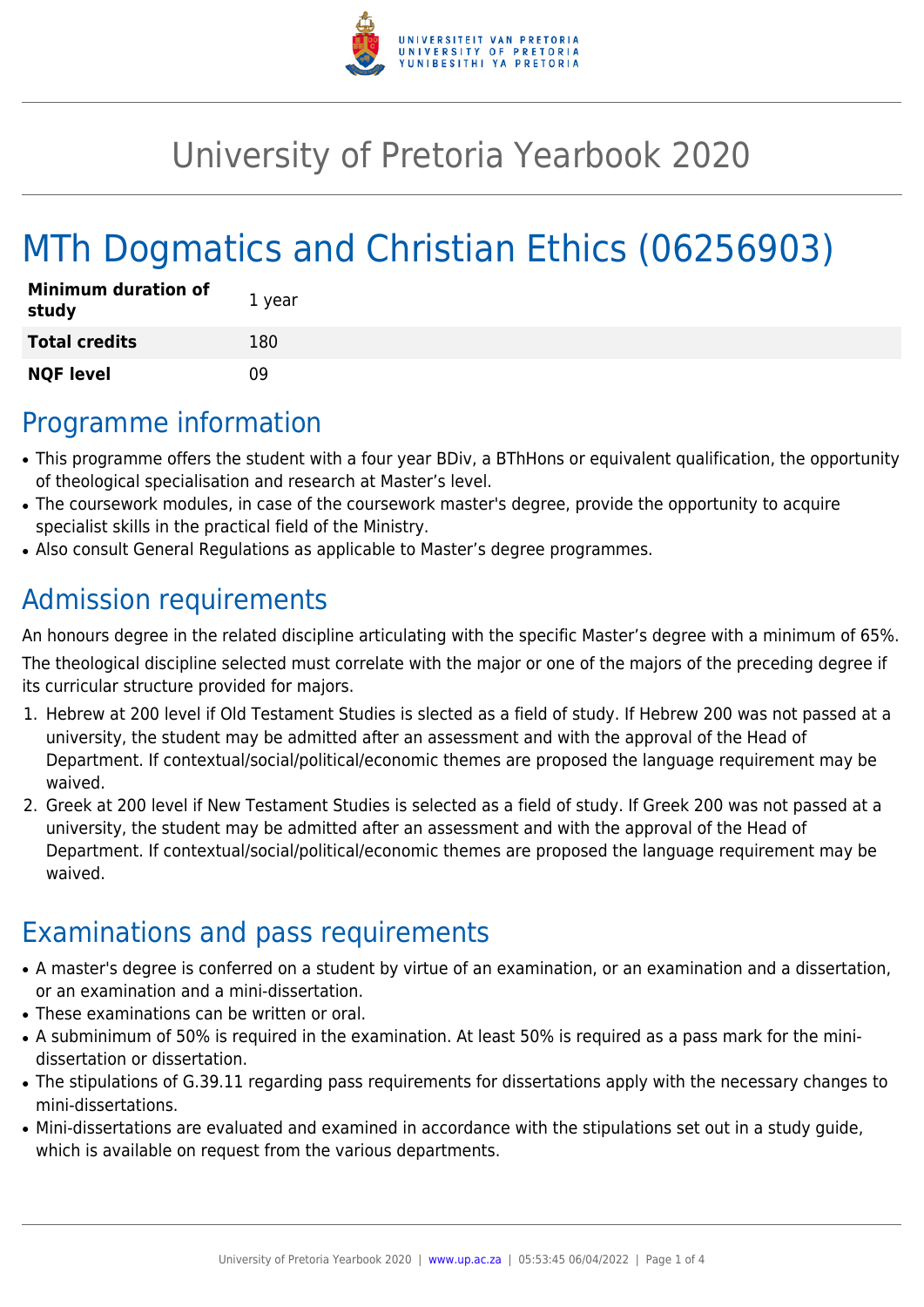# University of Pretoria Yearbook 2020

# MTh Dogmatics and Christian Ethics (06256903)

| **Minimum duration of study** | 1 year |
|---|---|
| **Total credits** | 180 |
| **NQF level** | 09 |

## Programme information

- This programme offers the student with a four year BDiv, a BThHons or equivalent qualification, the opportunity of theological specialisation and research at Master's level.
- The coursework modules, in case of the coursework master's degree, provide the opportunity to acquire specialist skills in the practical field of the Ministry.
- Also consult General Regulations as applicable to Master's degree programmes.

## Admission requirements

An honours degree in the related discipline articulating with the specific Master's degree with a minimum of 65%.

The theological discipline selected must correlate with the major or one of the majors of the preceding degree if its curricular structure provided for majors.

1. Hebrew at 200 level if Old Testament Studies is slected as a field of study. If Hebrew 200 was not passed at a university, the student may be admitted after an assessment and with the approval of the Head of Department. If contextual/social/political/economic themes are proposed the language requirement may be waived.
2. Greek at 200 level if New Testament Studies is selected as a field of study. If Greek 200 was not passed at a university, the student may be admitted after an assessment and with the approval of the Head of Department. If contextual/social/political/economic themes are proposed the language requirement may be waived.

## Examinations and pass requirements

- A master's degree is conferred on a student by virtue of an examination, or an examination and a dissertation, or an examination and a mini-dissertation.
- These examinations can be written or oral.
- A subminimum of 50% is required in the examination. At least 50% is required as a pass mark for the mini-dissertation or dissertation.
- The stipulations of G.39.11 regarding pass requirements for dissertations apply with the necessary changes to mini-dissertations.
- Mini-dissertations are evaluated and examined in accordance with the stipulations set out in a study guide, which is available on request from the various departments.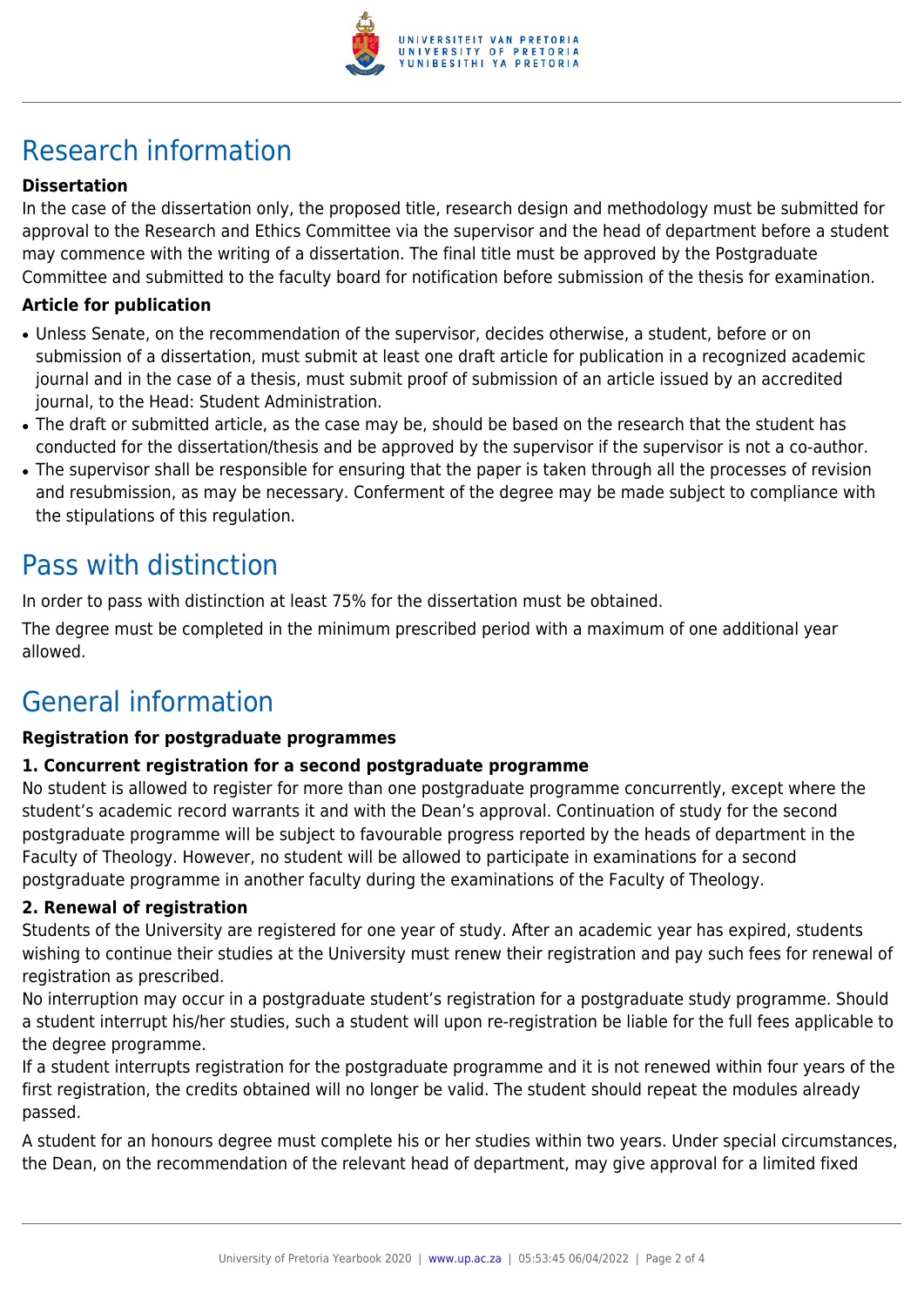# Research information

### Dissertation

In the case of the dissertation only, the proposed title, research design and methodology must be submitted for approval to the Research and Ethics Committee via the supervisor and the head of department before a student may commence with the writing of a dissertation. The final title must be approved by the Postgraduate Committee and submitted to the faculty board for notification before submission of the thesis for examination.

### Article for publication

- Unless Senate, on the recommendation of the supervisor, decides otherwise, a student, before or on submission of a dissertation, must submit at least one draft article for publication in a recognized academic journal and in the case of a thesis, must submit proof of submission of an article issued by an accredited journal, to the Head: Student Administration.
- The draft or submitted article, as the case may be, should be based on the research that the student has conducted for the dissertation/thesis and be approved by the supervisor if the supervisor is not a co-author.
- The supervisor shall be responsible for ensuring that the paper is taken through all the processes of revision and resubmission, as may be necessary. Conferment of the degree may be made subject to compliance with the stipulations of this regulation.

# Pass with distinction

In order to pass with distinction at least 75% for the dissertation must be obtained.

The degree must be completed in the minimum prescribed period with a maximum of one additional year allowed.

# General information

### Registration for postgraduate programmes

#### 1. Concurrent registration for a second postgraduate programme

No student is allowed to register for more than one postgraduate programme concurrently, except where the student's academic record warrants it and with the Dean's approval. Continuation of study for the second postgraduate programme will be subject to favourable progress reported by the heads of department in the Faculty of Theology. However, no student will be allowed to participate in examinations for a second postgraduate programme in another faculty during the examinations of the Faculty of Theology.

#### 2. Renewal of registration

Students of the University are registered for one year of study. After an academic year has expired, students wishing to continue their studies at the University must renew their registration and pay such fees for renewal of registration as prescribed.

No interruption may occur in a postgraduate student's registration for a postgraduate study programme. Should a student interrupt his/her studies, such a student will upon re-registration be liable for the full fees applicable to the degree programme.

If a student interrupts registration for the postgraduate programme and it is not renewed within four years of the first registration, the credits obtained will no longer be valid. The student should repeat the modules already passed.

A student for an honours degree must complete his or her studies within two years. Under special circumstances, the Dean, on the recommendation of the relevant head of department, may give approval for a limited fixed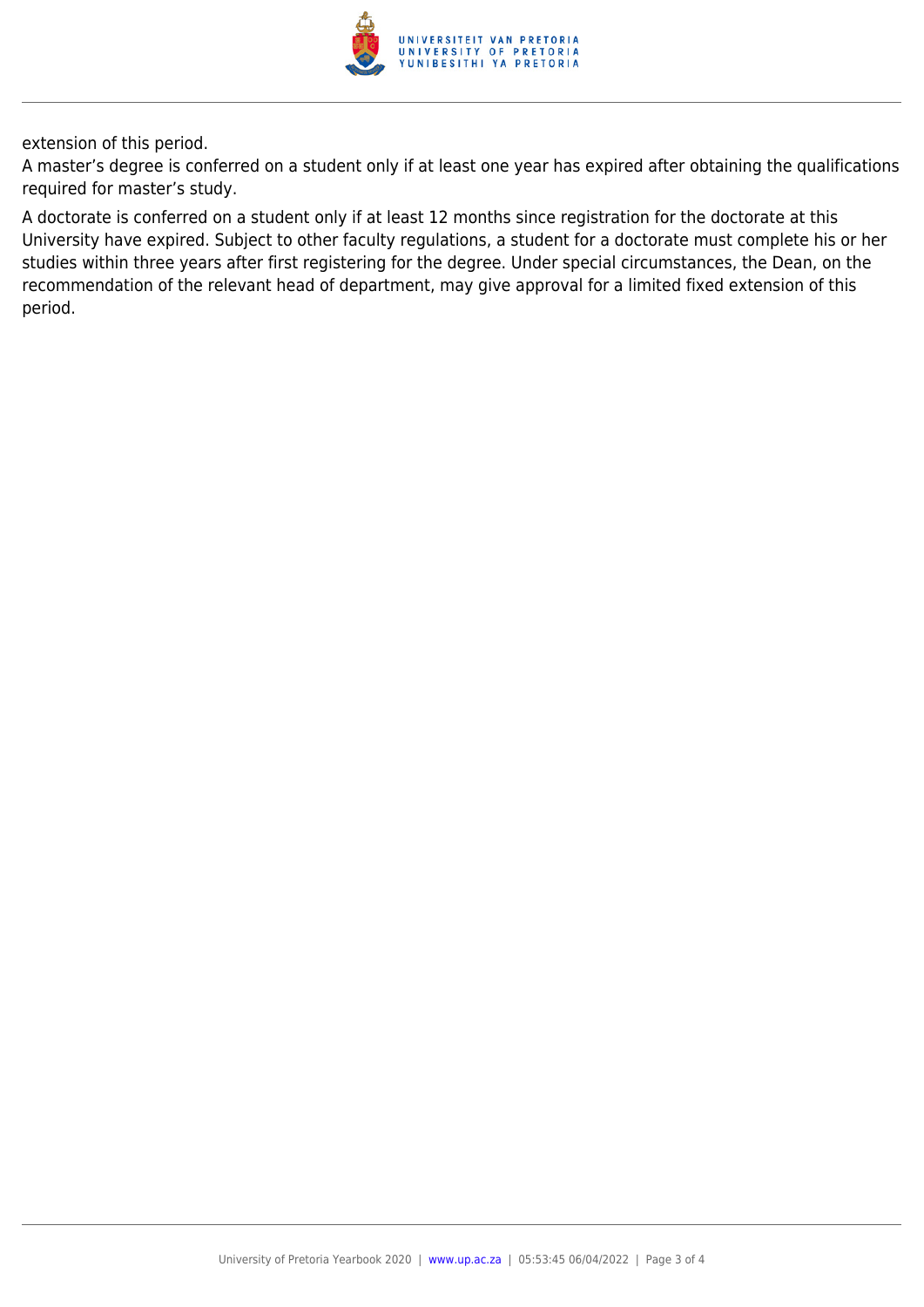extension of this period.

A master's degree is conferred on a student only if at least one year has expired after obtaining the qualifications required for master's study.

A doctorate is conferred on a student only if at least 12 months since registration for the doctorate at this University have expired. Subject to other faculty regulations, a student for a doctorate must complete his or her studies within three years after first registering for the degree. Under special circumstances, the Dean, on the recommendation of the relevant head of department, may give approval for a limited fixed extension of this period.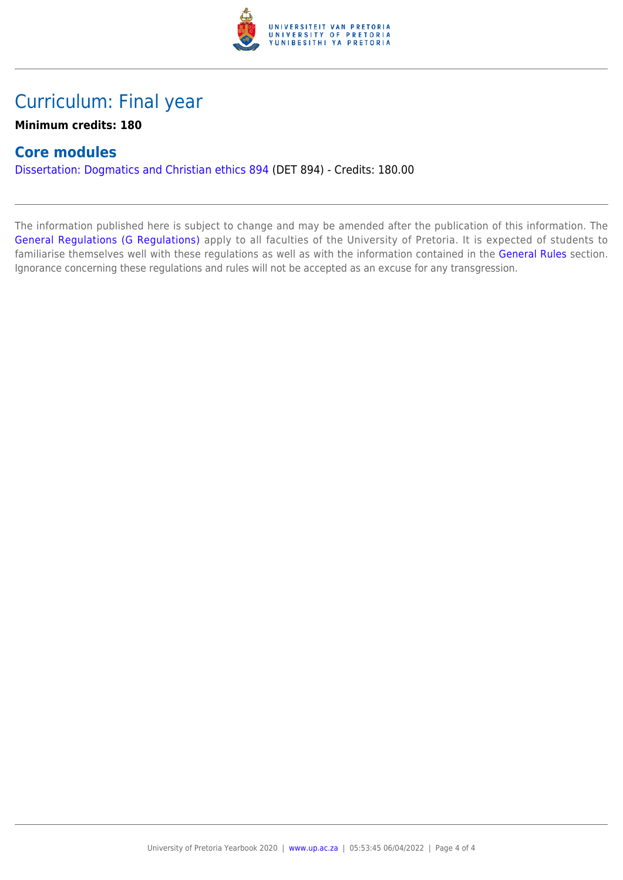## Curriculum: Final year

**Minimum credits: 180**

### Core modules

Dissertation: Dogmatics and Christian ethics 894 (DET 894) - Credits: 180.00

The information published here is subject to change and may be amended after the publication of this information. The General Regulations (G Regulations) apply to all faculties of the University of Pretoria. It is expected of students to familiarise themselves well with these regulations as well as with the information contained in the General Rules section. Ignorance concerning these regulations and rules will not be accepted as an excuse for any transgression.